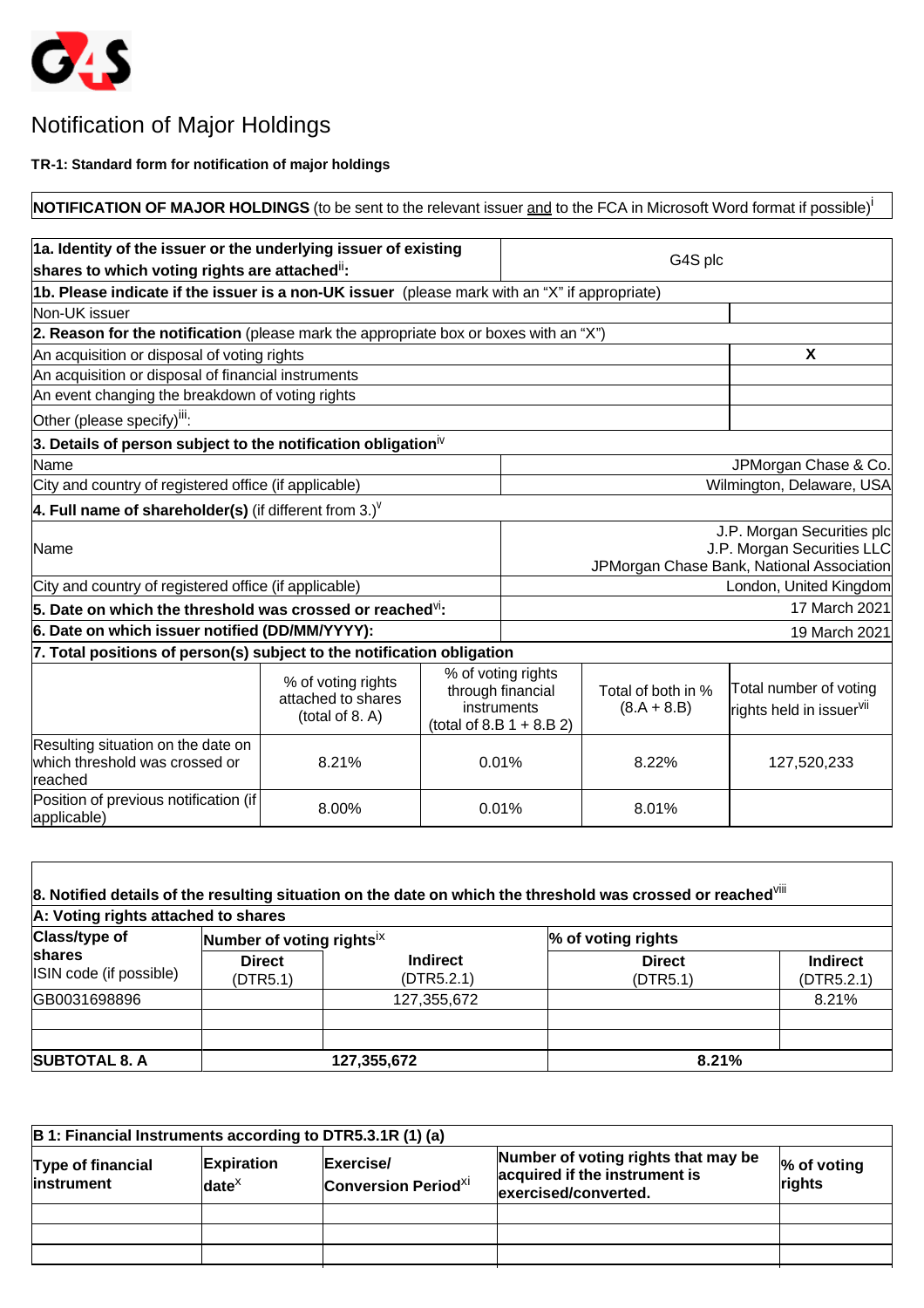# Notification of Major Holdings

**TR-1: Standard form for notification of major holdings**

**NOTIFICATION OF MAJOR HOLDINGS** (to be sent to the relevant issuer and to the FCA in Microsoft Word format if possible)[i]

| **1a. Identity of the issuer or the underlying issuer of existing shares to which voting rights are attached**[ii]**:** | G4S plc |
|---|---|
| **1b. Please indicate if the issuer is a non-UK issuer** (please mark with an "X" if appropriate) | |
| Non-UK issuer | |
| **2. Reason for the notification** (please mark the appropriate box or boxes with an "X") | |
| An acquisition or disposal of voting rights | X |
| An acquisition or disposal of financial instruments | |
| An event changing the breakdown of voting rights | |
| Other (please specify)[iii]: | |
| **3. Details of person subject to the notification obligation**[iv] | |
| Name | JPMorgan Chase & Co. |
| City and country of registered office (if applicable) | Wilmington, Delaware, USA |
| **4. Full name of shareholder(s)** (if different from 3.)[v] | |
| Name | J.P. Morgan Securities plc<br>J.P. Morgan Securities LLC<br>JPMorgan Chase Bank, National Association |
| City and country of registered office (if applicable) | London, United Kingdom |
| **5. Date on which the threshold was crossed or reached**[vi]**:** | 17 March 2021 |
| **6. Date on which issuer notified (DD/MM/YYYY):** | 19 March 2021 |

**7. Total positions of person(s) subject to the notification obligation**

| | % of voting rights attached to shares (total of 8. A) | % of voting rights through financial instruments (total of 8.B 1 + 8.B 2) | Total of both in % (8.A + 8.B) | Total number of voting rights held in issuer[vii] |
|---|---|---|---|---|
| Resulting situation on the date on which threshold was crossed or reached | 8.21% | 0.01% | 8.22% | 127,520,233 |
| Position of previous notification (if applicable) | 8.00% | 0.01% | 8.01% | |

**8. Notified details of the resulting situation on the date on which the threshold was crossed or reached**[viii]

**A: Voting rights attached to shares**

| **Class/type of shares**<br>ISIN code (if possible) | **Number of voting rights**[ix] | | **% of voting rights** | |
|---|---|---|---|---|
| | **Direct**<br>(DTR5.1) | **Indirect**<br>(DTR5.2.1) | **Direct**<br>(DTR5.1) | **Indirect**<br>(DTR5.2.1) |
| GB0031698896 | | 127,355,672 | | 8.21% |
| | | | | |
| | | | | |
| **SUBTOTAL 8. A** | **127,355,672** | | **8.21%** | |

**B 1: Financial Instruments according to DTR5.3.1R (1) (a)**

| **Type of financial instrument** | **Expiration date**[x] | **Exercise/ Conversion Period**[xi] | **Number of voting rights that may be acquired if the instrument is exercised/converted.** | **% of voting rights** |
|---|---|---|---|---|
| | | | | |
| | | | | |
| | | | | |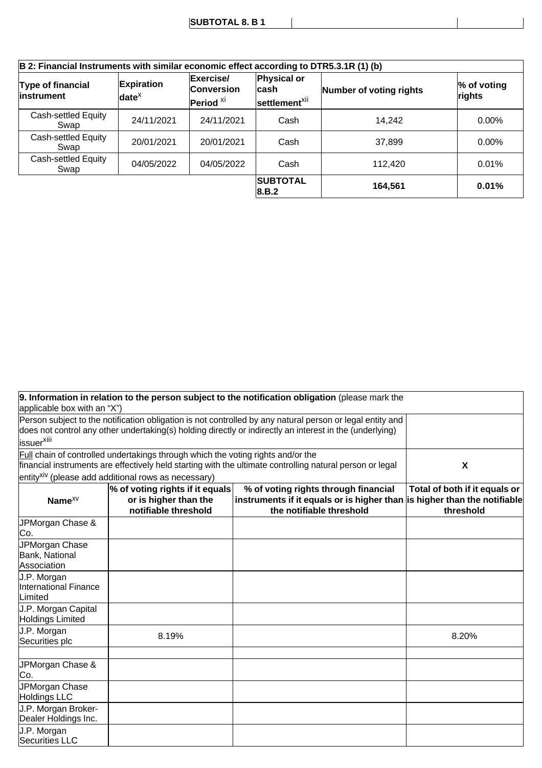| SUBTOTAL 8. B 1 | | |
|---|---|---|

| B 2: Financial Instruments with similar economic effect according to DTR5.3.1R (1) (b) | | | | | |
|---|---|---|---|---|---|
| Type of financial instrument | Expiration date[x] | Exercise/ Conversion Period [xi] | Physical or cash settlement[xii] | Number of voting rights | % of voting rights |
| Cash-settled Equity Swap | 24/11/2021 | 24/11/2021 | Cash | 14,242 | 0.00% |
| Cash-settled Equity Swap | 20/01/2021 | 20/01/2021 | Cash | 37,899 | 0.00% |
| Cash-settled Equity Swap | 04/05/2022 | 04/05/2022 | Cash | 112,420 | 0.01% |
| | | | SUBTOTAL 8.B.2 | 164,561 | 0.01% |

| 9. Information in relation to the person subject to the notification obligation (please mark the applicable box with an "X") | | | |
|---|---|---|---|
| Person subject to the notification obligation is not controlled by any natural person or legal entity and does not control any other undertaking(s) holding directly or indirectly an interest in the (underlying) issuer[xiii] | | | |
| Full chain of controlled undertakings through which the voting rights and/or the financial instruments are effectively held starting with the ultimate controlling natural person or legal entity[xiv] (please add additional rows as necessary) | | | X |
| Name[xv] | % of voting rights if it equals or is higher than the notifiable threshold | % of voting rights through financial instruments if it equals or is higher than the notifiable threshold | Total of both if it equals or is higher than the notifiable threshold |
| JPMorgan Chase & Co. | | | |
| JPMorgan Chase Bank, National Association | | | |
| J.P. Morgan International Finance Limited | | | |
| J.P. Morgan Capital Holdings Limited | | | |
| J.P. Morgan Securities plc | 8.19% | | 8.20% |
| | | | |
| JPMorgan Chase & Co. | | | |
| JPMorgan Chase Holdings LLC | | | |
| J.P. Morgan Broker-Dealer Holdings Inc. | | | |
| J.P. Morgan Securities LLC | | | |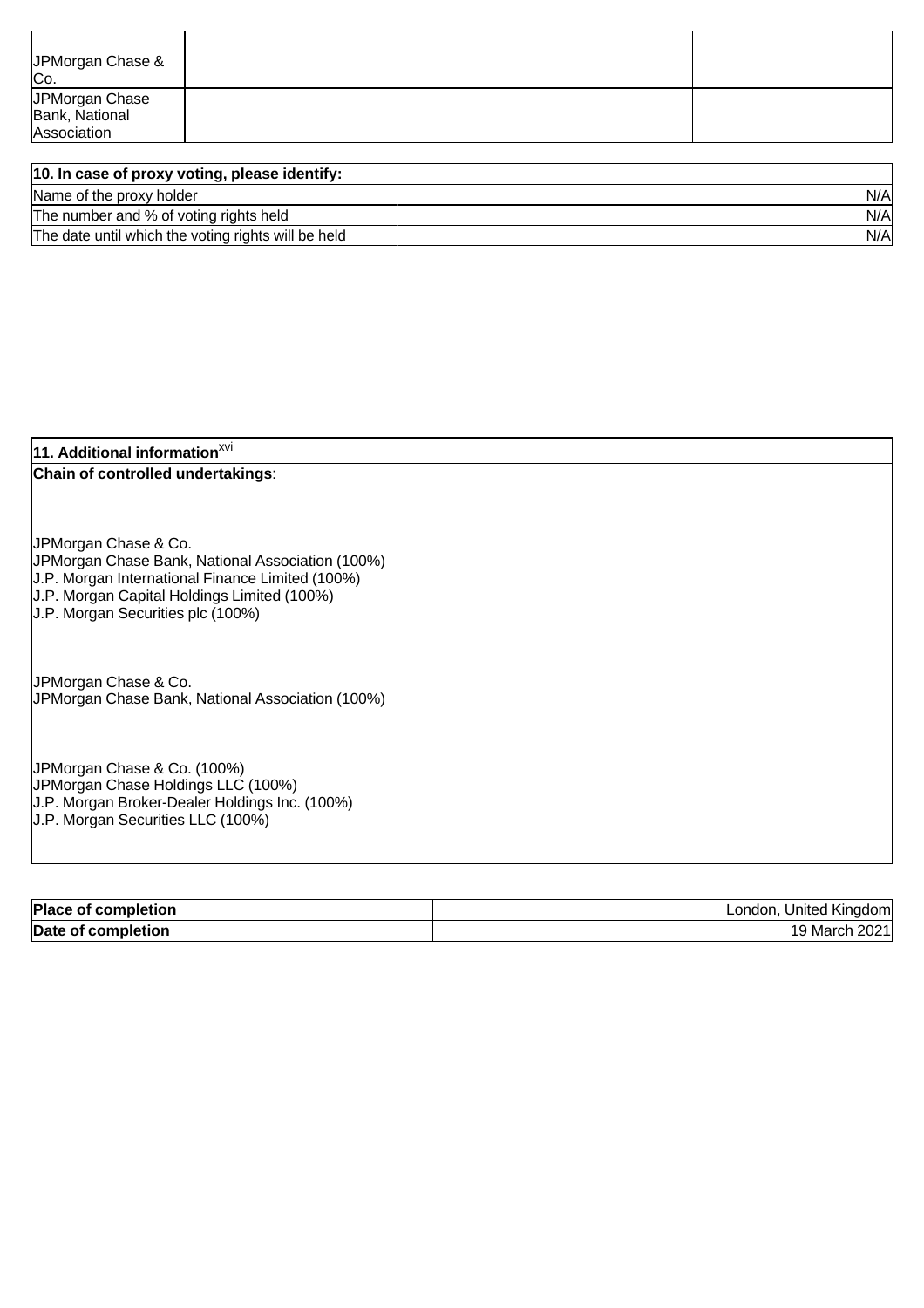| | | | |
|---|---|---|---|
| | | | |
| JPMorgan Chase & Co. | | | |
| JPMorgan Chase Bank, National Association | | | |

| 10. In case of proxy voting, please identify: | |
|---|---|
| Name of the proxy holder | N/A |
| The number and % of voting rights held | N/A |
| The date until which the voting rights will be held | N/A |

**11. Additional information**[xvi]

**Chain of controlled undertakings**:

JPMorgan Chase & Co.
JPMorgan Chase Bank, National Association (100%)
J.P. Morgan International Finance Limited (100%)
J.P. Morgan Capital Holdings Limited (100%)
J.P. Morgan Securities plc (100%)

JPMorgan Chase & Co.
JPMorgan Chase Bank, National Association (100%)

JPMorgan Chase & Co. (100%)
JPMorgan Chase Holdings LLC (100%)
J.P. Morgan Broker-Dealer Holdings Inc. (100%)
J.P. Morgan Securities LLC (100%)

| | |
|---|---|
| **Place of completion** | London, United Kingdom |
| **Date of completion** | 19 March 2021 |